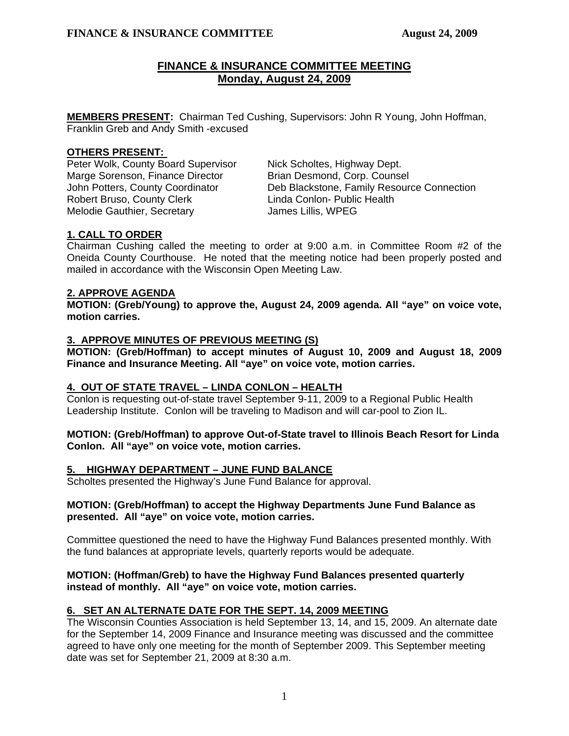# FINANCE & INSURANCE COMMITTEE MEETING
## Monday, August 24, 2009

**MEMBERS PRESENT:** Chairman Ted Cushing, Supervisors: John R Young, John Hoffman, Franklin Greb and Andy Smith -excused

**OTHERS PRESENT:**

Peter Wolk, County Board Supervisor
Marge Sorenson, Finance Director
John Potters, County Coordinator
Robert Bruso, County Clerk
Melodie Gauthier, Secretary
Nick Scholtes, Highway Dept.
Brian Desmond, Corp. Counsel
Deb Blackstone, Family Resource Connection
Linda Conlon- Public Health
James Lillis, WPEG

### 1. CALL TO ORDER

Chairman Cushing called the meeting to order at 9:00 a.m. in Committee Room #2 of the Oneida County Courthouse. He noted that the meeting notice had been properly posted and mailed in accordance with the Wisconsin Open Meeting Law.

### 2. APPROVE AGENDA

**MOTION: (Greb/Young) to approve the, August 24, 2009 agenda. All "aye" on voice vote, motion carries.**

### 3. APPROVE MINUTES OF PREVIOUS MEETING (S)

**MOTION: (Greb/Hoffman) to accept minutes of August 10, 2009 and August 18, 2009 Finance and Insurance Meeting. All "aye" on voice vote, motion carries.**

### 4. OUT OF STATE TRAVEL – LINDA CONLON – HEALTH

Conlon is requesting out-of-state travel September 9-11, 2009 to a Regional Public Health Leadership Institute. Conlon will be traveling to Madison and will car-pool to Zion IL.

**MOTION: (Greb/Hoffman) to approve Out-of-State travel to Illinois Beach Resort for Linda Conlon. All "aye" on voice vote, motion carries.**

### 5. HIGHWAY DEPARTMENT – JUNE FUND BALANCE

Scholtes presented the Highway's June Fund Balance for approval.

**MOTION: (Greb/Hoffman) to accept the Highway Departments June Fund Balance as presented. All "aye" on voice vote, motion carries.**

Committee questioned the need to have the Highway Fund Balances presented monthly. With the fund balances at appropriate levels, quarterly reports would be adequate.

**MOTION: (Hoffman/Greb) to have the Highway Fund Balances presented quarterly instead of monthly. All "aye" on voice vote, motion carries.**

### 6. SET AN ALTERNATE DATE FOR THE SEPT. 14, 2009 MEETING

The Wisconsin Counties Association is held September 13, 14, and 15, 2009. An alternate date for the September 14, 2009 Finance and Insurance meeting was discussed and the committee agreed to have only one meeting for the month of September 2009. This September meeting date was set for September 21, 2009 at 8:30 a.m.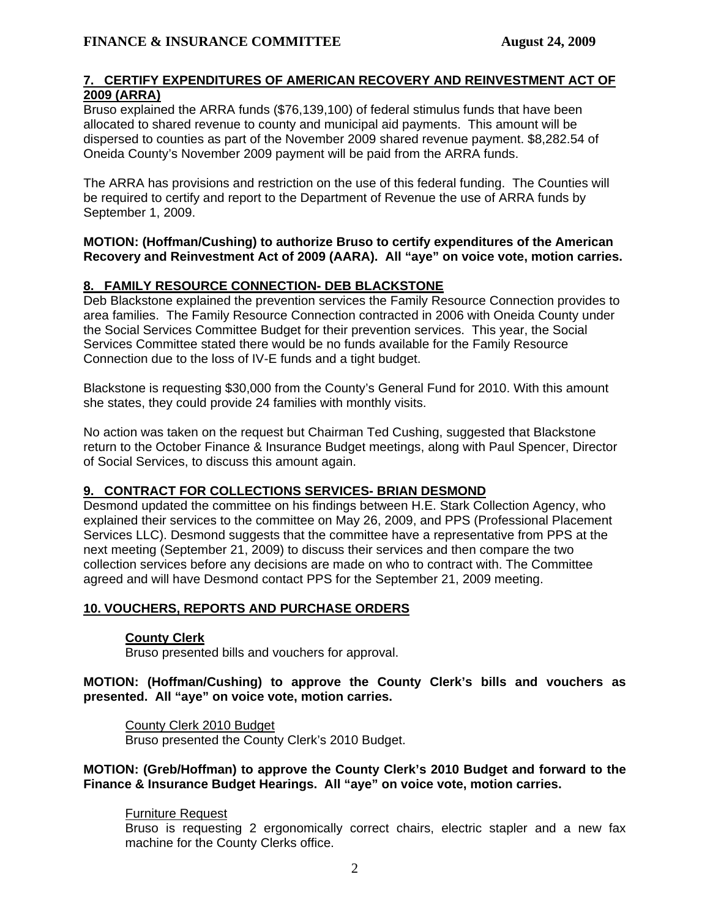## 7. CERTIFY EXPENDITURES OF AMERICAN RECOVERY AND REINVESTMENT ACT OF 2009 (ARRA)

Bruso explained the ARRA funds ($76,139,100) of federal stimulus funds that have been allocated to shared revenue to county and municipal aid payments. This amount will be dispersed to counties as part of the November 2009 shared revenue payment. $8,282.54 of Oneida County's November 2009 payment will be paid from the ARRA funds.

The ARRA has provisions and restriction on the use of this federal funding. The Counties will be required to certify and report to the Department of Revenue the use of ARRA funds by September 1, 2009.

**MOTION: (Hoffman/Cushing) to authorize Bruso to certify expenditures of the American Recovery and Reinvestment Act of 2009 (AARA). All "aye" on voice vote, motion carries.**

## 8. FAMILY RESOURCE CONNECTION- DEB BLACKSTONE

Deb Blackstone explained the prevention services the Family Resource Connection provides to area families. The Family Resource Connection contracted in 2006 with Oneida County under the Social Services Committee Budget for their prevention services. This year, the Social Services Committee stated there would be no funds available for the Family Resource Connection due to the loss of IV-E funds and a tight budget.

Blackstone is requesting $30,000 from the County's General Fund for 2010. With this amount she states, they could provide 24 families with monthly visits.

No action was taken on the request but Chairman Ted Cushing, suggested that Blackstone return to the October Finance & Insurance Budget meetings, along with Paul Spencer, Director of Social Services, to discuss this amount again.

## 9. CONTRACT FOR COLLECTIONS SERVICES- BRIAN DESMOND

Desmond updated the committee on his findings between H.E. Stark Collection Agency, who explained their services to the committee on May 26, 2009, and PPS (Professional Placement Services LLC). Desmond suggests that the committee have a representative from PPS at the next meeting (September 21, 2009) to discuss their services and then compare the two collection services before any decisions are made on who to contract with. The Committee agreed and will have Desmond contact PPS for the September 21, 2009 meeting.

## 10. VOUCHERS, REPORTS AND PURCHASE ORDERS

### County Clerk

Bruso presented bills and vouchers for approval.

**MOTION: (Hoffman/Cushing) to approve the County Clerk's bills and vouchers as presented. All "aye" on voice vote, motion carries.**

County Clerk 2010 Budget

Bruso presented the County Clerk's 2010 Budget.

**MOTION: (Greb/Hoffman) to approve the County Clerk's 2010 Budget and forward to the Finance & Insurance Budget Hearings. All "aye" on voice vote, motion carries.**

Furniture Request

Bruso is requesting 2 ergonomically correct chairs, electric stapler and a new fax machine for the County Clerks office.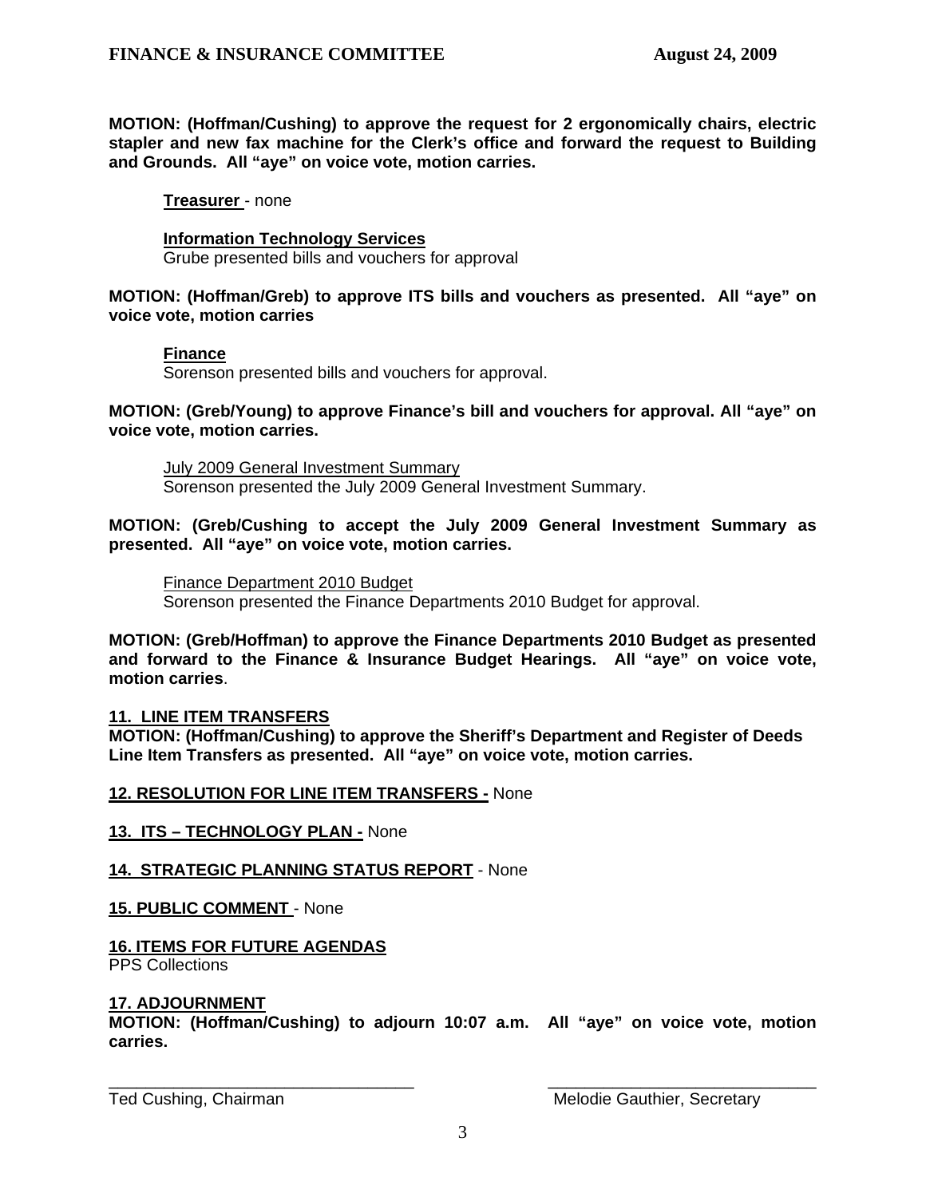**MOTION: (Hoffman/Cushing) to approve the request for 2 ergonomically chairs, electric stapler and new fax machine for the Clerk's office and forward the request to Building and Grounds. All "aye" on voice vote, motion carries.**

**Treasurer** - none

**Information Technology Services**
Grube presented bills and vouchers for approval

**MOTION: (Hoffman/Greb) to approve ITS bills and vouchers as presented. All "aye" on voice vote, motion carries**

**Finance**
Sorenson presented bills and vouchers for approval.

**MOTION: (Greb/Young) to approve Finance's bill and vouchers for approval. All "aye" on voice vote, motion carries.**

July 2009 General Investment Summary
Sorenson presented the July 2009 General Investment Summary.

**MOTION: (Greb/Cushing to accept the July 2009 General Investment Summary as presented. All "aye" on voice vote, motion carries.**

Finance Department 2010 Budget
Sorenson presented the Finance Departments 2010 Budget for approval.

**MOTION: (Greb/Hoffman) to approve the Finance Departments 2010 Budget as presented and forward to the Finance & Insurance Budget Hearings. All "aye" on voice vote, motion carries**.

**11. LINE ITEM TRANSFERS**
**MOTION: (Hoffman/Cushing) to approve the Sheriff's Department and Register of Deeds Line Item Transfers as presented. All "aye" on voice vote, motion carries.**

**12. RESOLUTION FOR LINE ITEM TRANSFERS -** None

**13. ITS – TECHNOLOGY PLAN -** None

**14. STRATEGIC PLANNING STATUS REPORT** - None

**15. PUBLIC COMMENT** - None

**16. ITEMS FOR FUTURE AGENDAS**
PPS Collections

**17. ADJOURNMENT**
**MOTION: (Hoffman/Cushing) to adjourn 10:07 a.m. All "aye" on voice vote, motion carries.**

\_\_\_\_\_\_\_\_\_\_\_\_\_\_\_\_\_\_\_\_\_\_\_\_\_\_\_\_\_\_\_\_\_\_
Ted Cushing, Chairman

\_\_\_\_\_\_\_\_\_\_\_\_\_\_\_\_\_\_\_\_\_\_\_\_\_\_\_\_\_\_\_\_\_\_
Melodie Gauthier, Secretary